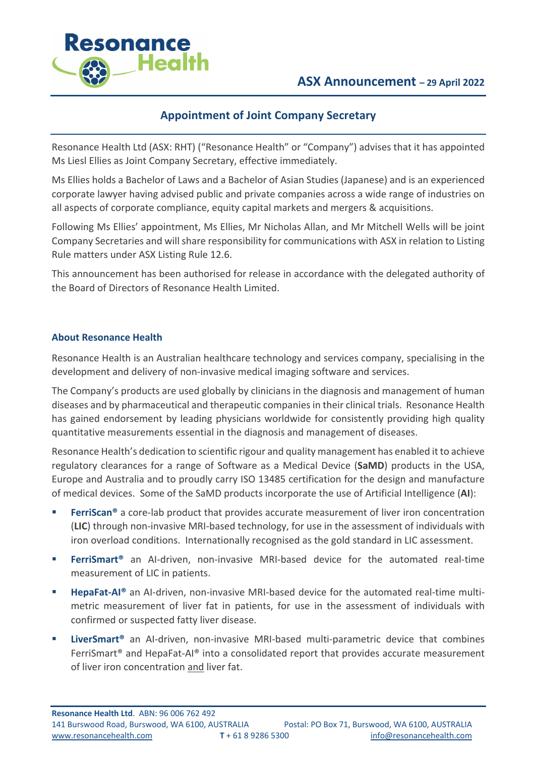**ASX Announcement – 29 April 2022**

## Appointment of Joint Company Secretary

Resonance Health Ltd (ASX: RHT) ("Resonance Health" or "Company") advises that it has appointed Ms Liesl Ellies as Joint Company Secretary, effective immediately.

Ms Ellies holds a Bachelor of Laws and a Bachelor of Asian Studies (Japanese) and is an experienced corporate lawyer having advised public and private companies across a wide range of industries on all aspects of corporate compliance, equity capital markets and mergers & acquisitions.

Following Ms Ellies' appointment, Ms Ellies, Mr Nicholas Allan, and Mr Mitchell Wells will be joint Company Secretaries and will share responsibility for communications with ASX in relation to Listing Rule matters under ASX Listing Rule 12.6.

This announcement has been authorised for release in accordance with the delegated authority of the Board of Directors of Resonance Health Limited.

### About Resonance Health

Resonance Health is an Australian healthcare technology and services company, specialising in the development and delivery of non-invasive medical imaging software and services.

The Company's products are used globally by clinicians in the diagnosis and management of human diseases and by pharmaceutical and therapeutic companies in their clinical trials. Resonance Health has gained endorsement by leading physicians worldwide for consistently providing high quality quantitative measurements essential in the diagnosis and management of diseases.

Resonance Health's dedication to scientific rigour and quality management has enabled it to achieve regulatory clearances for a range of Software as a Medical Device (**SaMD**) products in the USA, Europe and Australia and to proudly carry ISO 13485 certification for the design and manufacture of medical devices. Some of the SaMD products incorporate the use of Artificial Intelligence (**AI**):

- **FerriScan®** a core-lab product that provides accurate measurement of liver iron concentration (**LIC**) through non-invasive MRI-based technology, for use in the assessment of individuals with iron overload conditions. Internationally recognised as the gold standard in LIC assessment.
- **FerriSmart®** an AI-driven, non-invasive MRI-based device for the automated real-time measurement of LIC in patients.
- **HepaFat-AI®** an AI-driven, non-invasive MRI-based device for the automated real-time multi-metric measurement of liver fat in patients, for use in the assessment of individuals with confirmed or suspected fatty liver disease.
- **LiverSmart®** an AI-driven, non-invasive MRI-based multi-parametric device that combines FerriSmart® and HepaFat-AI® into a consolidated report that provides accurate measurement of liver iron concentration and liver fat.

**Resonance Health Ltd**. ABN: 96 006 762 492
141 Burswood Road, Burswood, WA 6100, AUSTRALIA  Postal: PO Box 71, Burswood, WA 6100, AUSTRALIA
www.resonancehealth.com  **T** + 61 8 9286 5300  info@resonancehealth.com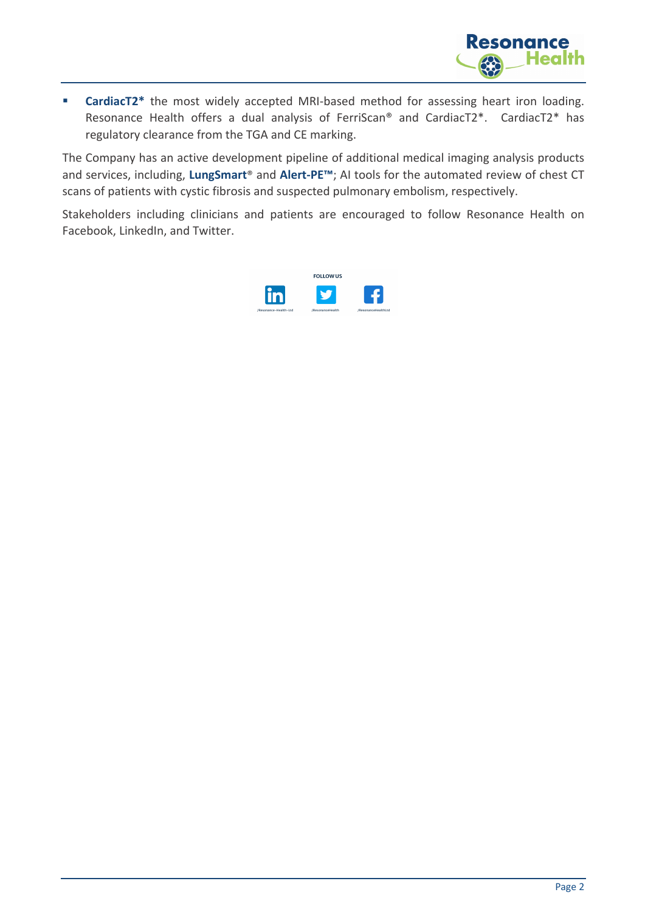- **CardiacT2*** the most widely accepted MRI-based method for assessing heart iron loading. Resonance Health offers a dual analysis of FerriScan® and CardiacT2*. CardiacT2* has regulatory clearance from the TGA and CE marking.

The Company has an active development pipeline of additional medical imaging analysis products and services, including, **LungSmart**® and **Alert-PE™**; AI tools for the automated review of chest CT scans of patients with cystic fibrosis and suspected pulmonary embolism, respectively.

Stakeholders including clinicians and patients are encouraged to follow Resonance Health on Facebook, LinkedIn, and Twitter.

FOLLOW US

/Resonance-Health-Ltd /ResonanceHealth /ResonanceHealthLtd